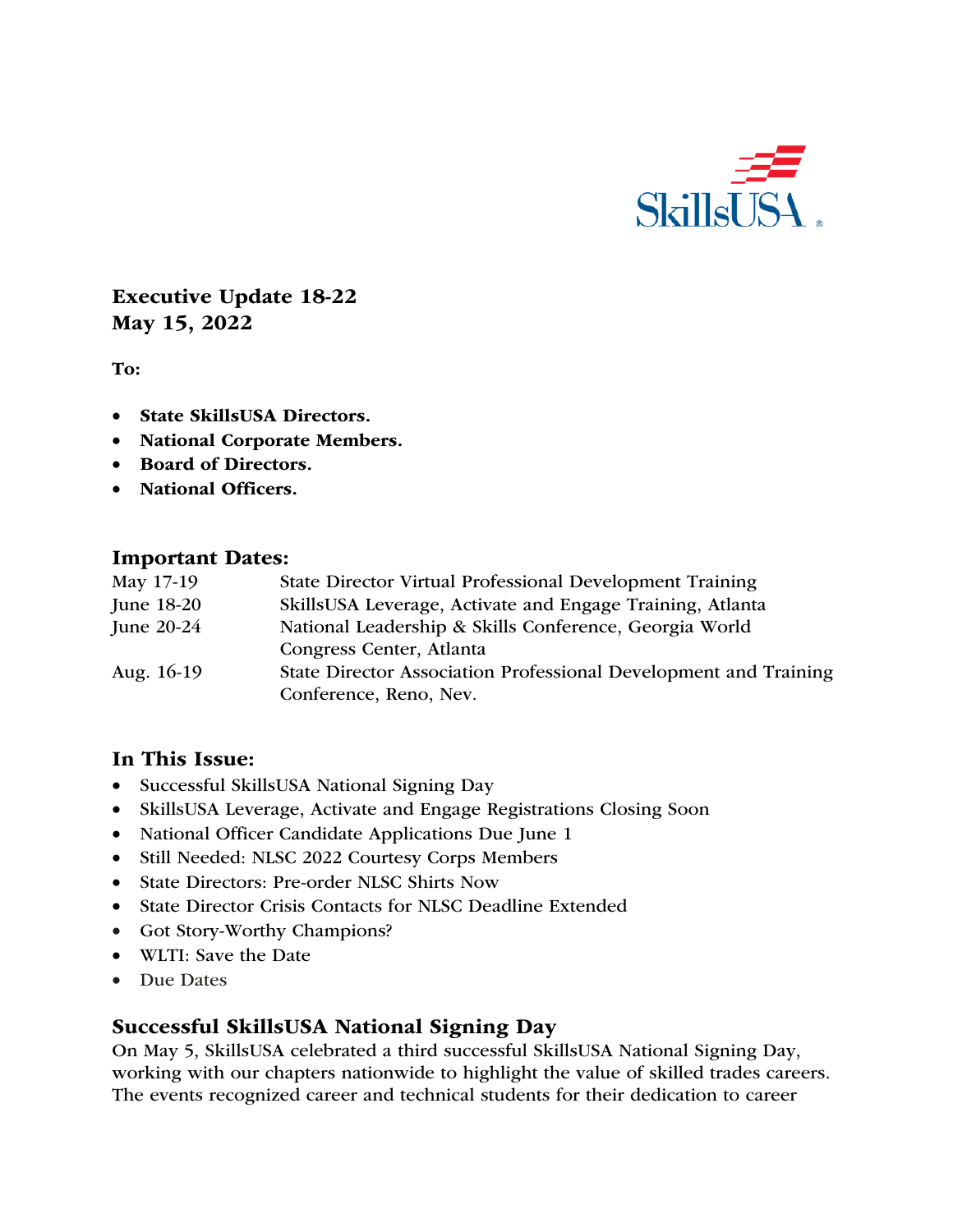# Executive Update 18-22
# May 15, 2022

**To:**

- **State SkillsUSA Directors.**
- **National Corporate Members.**
- **Board of Directors.**
- **National Officers.**

## Important Dates:

| | |
|---|---|
| May 17-19 | State Director Virtual Professional Development Training |
| June 18-20 | SkillsUSA Leverage, Activate and Engage Training, Atlanta |
| June 20-24 | National Leadership & Skills Conference, Georgia World Congress Center, Atlanta |
| Aug. 16-19 | State Director Association Professional Development and Training Conference, Reno, Nev. |

## In This Issue:

- Successful SkillsUSA National Signing Day
- SkillsUSA Leverage, Activate and Engage Registrations Closing Soon
- National Officer Candidate Applications Due June 1
- Still Needed: NLSC 2022 Courtesy Corps Members
- State Directors: Pre-order NLSC Shirts Now
- State Director Crisis Contacts for NLSC Deadline Extended
- Got Story-Worthy Champions?
- WLTI: Save the Date
- Due Dates

## Successful SkillsUSA National Signing Day

On May 5, SkillsUSA celebrated a third successful SkillsUSA National Signing Day, working with our chapters nationwide to highlight the value of skilled trades careers. The events recognized career and technical students for their dedication to career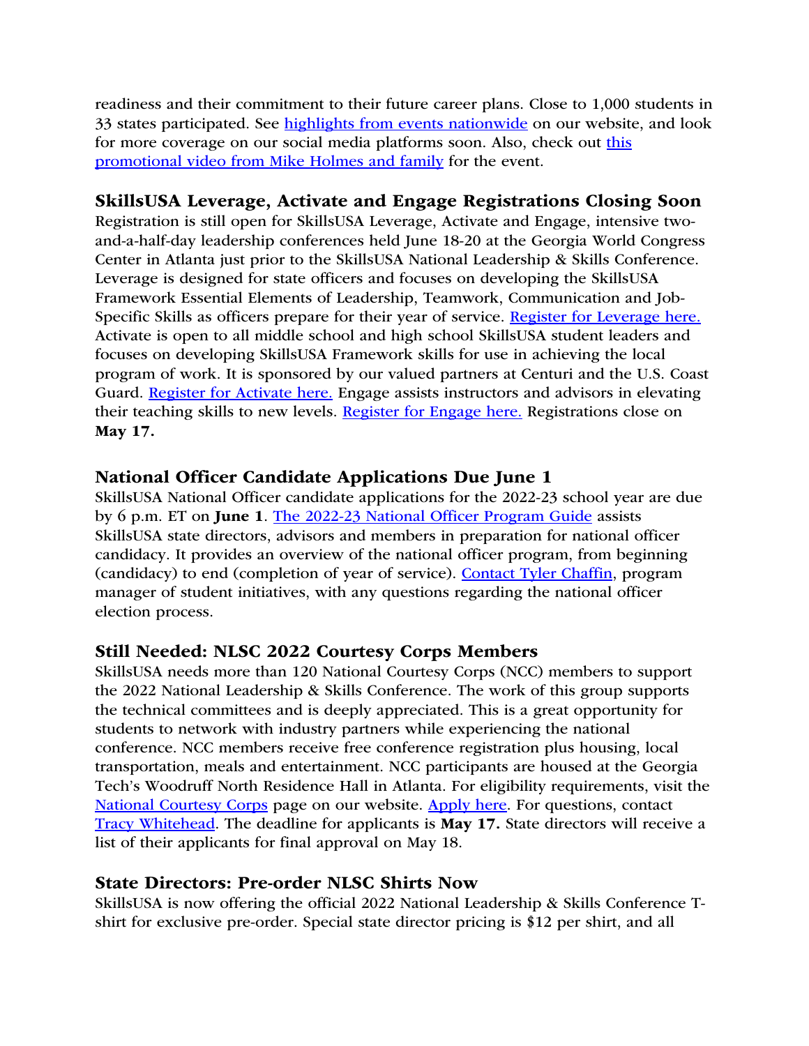readiness and their commitment to their future career plans. Close to 1,000 students in 33 states participated. See highlights from events nationwide on our website, and look for more coverage on our social media platforms soon. Also, check out this promotional video from Mike Holmes and family for the event.

### SkillsUSA Leverage, Activate and Engage Registrations Closing Soon

Registration is still open for SkillsUSA Leverage, Activate and Engage, intensive two-and-a-half-day leadership conferences held June 18-20 at the Georgia World Congress Center in Atlanta just prior to the SkillsUSA National Leadership & Skills Conference. Leverage is designed for state officers and focuses on developing the SkillsUSA Framework Essential Elements of Leadership, Teamwork, Communication and Job-Specific Skills as officers prepare for their year of service. Register for Leverage here. Activate is open to all middle school and high school SkillsUSA student leaders and focuses on developing SkillsUSA Framework skills for use in achieving the local program of work. It is sponsored by our valued partners at Centuri and the U.S. Coast Guard. Register for Activate here. Engage assists instructors and advisors in elevating their teaching skills to new levels. Register for Engage here. Registrations close on **May 17.**

### National Officer Candidate Applications Due June 1

SkillsUSA National Officer candidate applications for the 2022-23 school year are due by 6 p.m. ET on **June 1**. The 2022-23 National Officer Program Guide assists SkillsUSA state directors, advisors and members in preparation for national officer candidacy. It provides an overview of the national officer program, from beginning (candidacy) to end (completion of year of service). Contact Tyler Chaffin, program manager of student initiatives, with any questions regarding the national officer election process.

### Still Needed: NLSC 2022 Courtesy Corps Members

SkillsUSA needs more than 120 National Courtesy Corps (NCC) members to support the 2022 National Leadership & Skills Conference. The work of this group supports the technical committees and is deeply appreciated. This is a great opportunity for students to network with industry partners while experiencing the national conference. NCC members receive free conference registration plus housing, local transportation, meals and entertainment. NCC participants are housed at the Georgia Tech's Woodruff North Residence Hall in Atlanta. For eligibility requirements, visit the National Courtesy Corps page on our website. Apply here. For questions, contact Tracy Whitehead. The deadline for applicants is **May 17.** State directors will receive a list of their applicants for final approval on May 18.

### State Directors: Pre-order NLSC Shirts Now

SkillsUSA is now offering the official 2022 National Leadership & Skills Conference T-shirt for exclusive pre-order. Special state director pricing is $12 per shirt, and all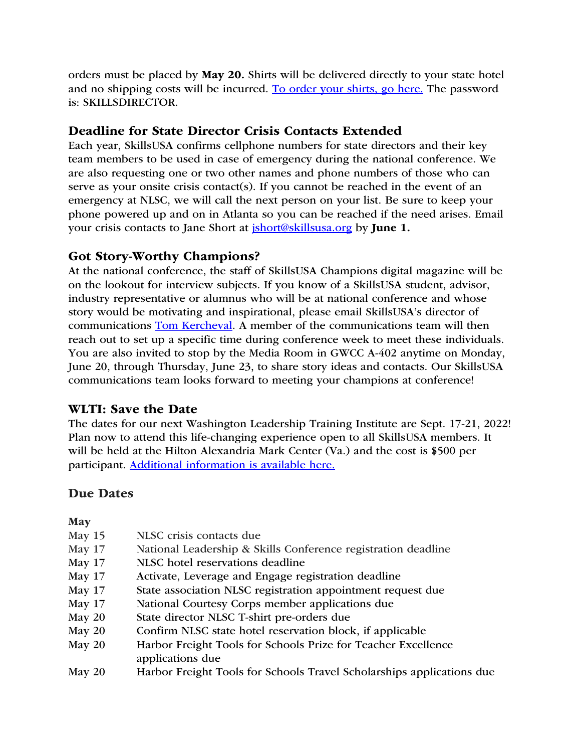orders must be placed by **May 20.** Shirts will be delivered directly to your state hotel and no shipping costs will be incurred. [To order your shirts, go here.]() The password is: SKILLSDIRECTOR.

### Deadline for State Director Crisis Contacts Extended

Each year, SkillsUSA confirms cellphone numbers for state directors and their key team members to be used in case of emergency during the national conference. We are also requesting one or two other names and phone numbers of those who can serve as your onsite crisis contact(s). If you cannot be reached in the event of an emergency at NLSC, we will call the next person on your list. Be sure to keep your phone powered up and on in Atlanta so you can be reached if the need arises. Email your crisis contacts to Jane Short at [jshort@skillsusa.org](mailto:jshort@skillsusa.org) by **June 1.**

### Got Story-Worthy Champions?

At the national conference, the staff of SkillsUSA Champions digital magazine will be on the lookout for interview subjects. If you know of a SkillsUSA student, advisor, industry representative or alumnus who will be at national conference and whose story would be motivating and inspirational, please email SkillsUSA's director of communications [Tom Kercheval](). A member of the communications team will then reach out to set up a specific time during conference week to meet these individuals. You are also invited to stop by the Media Room in GWCC A-402 anytime on Monday, June 20, through Thursday, June 23, to share story ideas and contacts. Our SkillsUSA communications team looks forward to meeting your champions at conference!

### WLTI: Save the Date

The dates for our next Washington Leadership Training Institute are Sept. 17-21, 2022! Plan now to attend this life-changing experience open to all SkillsUSA members. It will be held at the Hilton Alexandria Mark Center (Va.) and the cost is $500 per participant. [Additional information is available here.]()

### Due Dates

**May**

| | |
|---|---|
| May 15 | NLSC crisis contacts due |
| May 17 | National Leadership & Skills Conference registration deadline |
| May 17 | NLSC hotel reservations deadline |
| May 17 | Activate, Leverage and Engage registration deadline |
| May 17 | State association NLSC registration appointment request due |
| May 17 | National Courtesy Corps member applications due |
| May 20 | State director NLSC T-shirt pre-orders due |
| May 20 | Confirm NLSC state hotel reservation block, if applicable |
| May 20 | Harbor Freight Tools for Schools Prize for Teacher Excellence applications due |
| May 20 | Harbor Freight Tools for Schools Travel Scholarships applications due |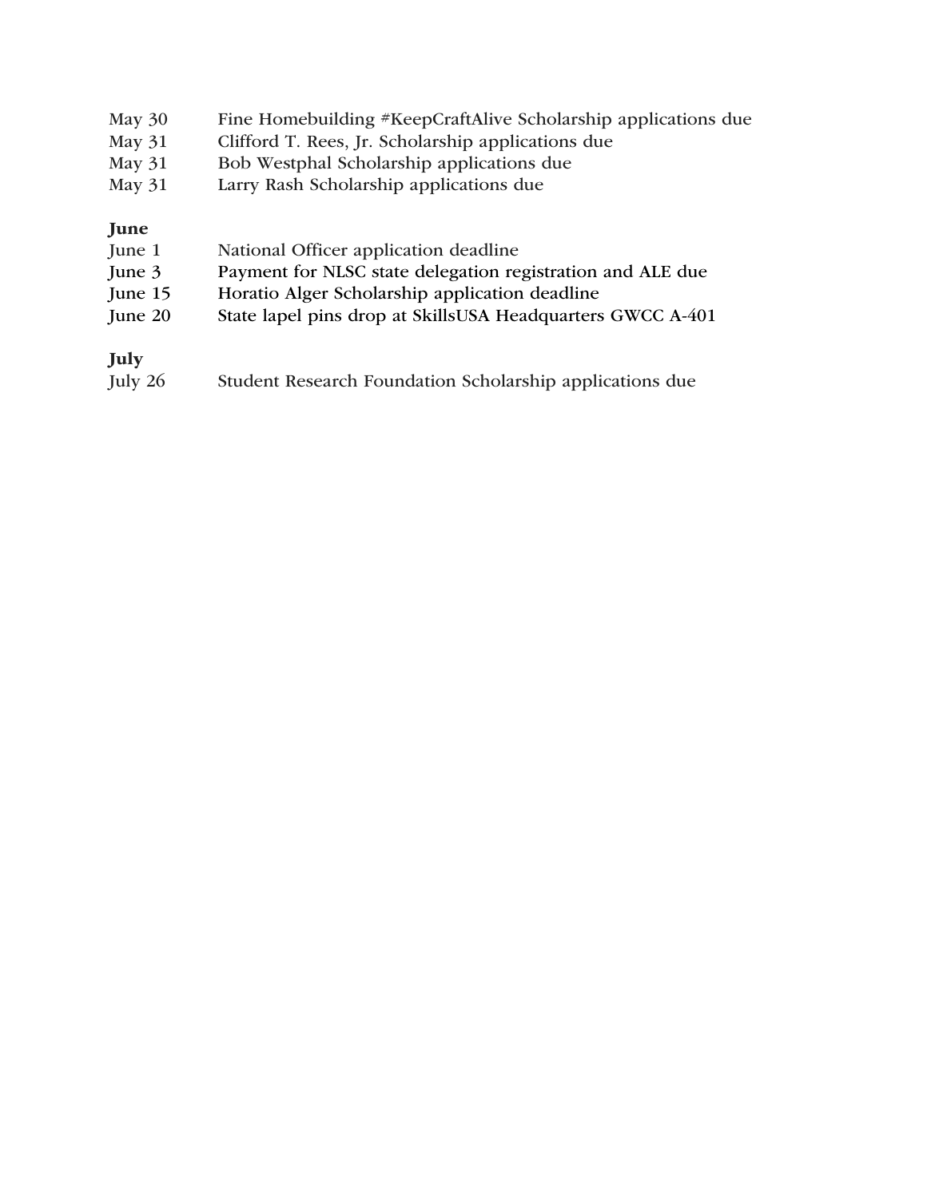| | |
|---|---|
| May 30 | Fine Homebuilding #KeepCraftAlive Scholarship applications due |
| May 31 | Clifford T. Rees, Jr. Scholarship applications due |
| May 31 | Bob Westphal Scholarship applications due |
| May 31 | Larry Rash Scholarship applications due |

**June**

| | |
|---|---|
| June 1 | National Officer application deadline |
| June 3 | Payment for NLSC state delegation registration and ALE due |
| June 15 | Horatio Alger Scholarship application deadline |
| June 20 | State lapel pins drop at SkillsUSA Headquarters GWCC A-401 |

**July**

| | |
|---|---|
| July 26 | Student Research Foundation Scholarship applications due |